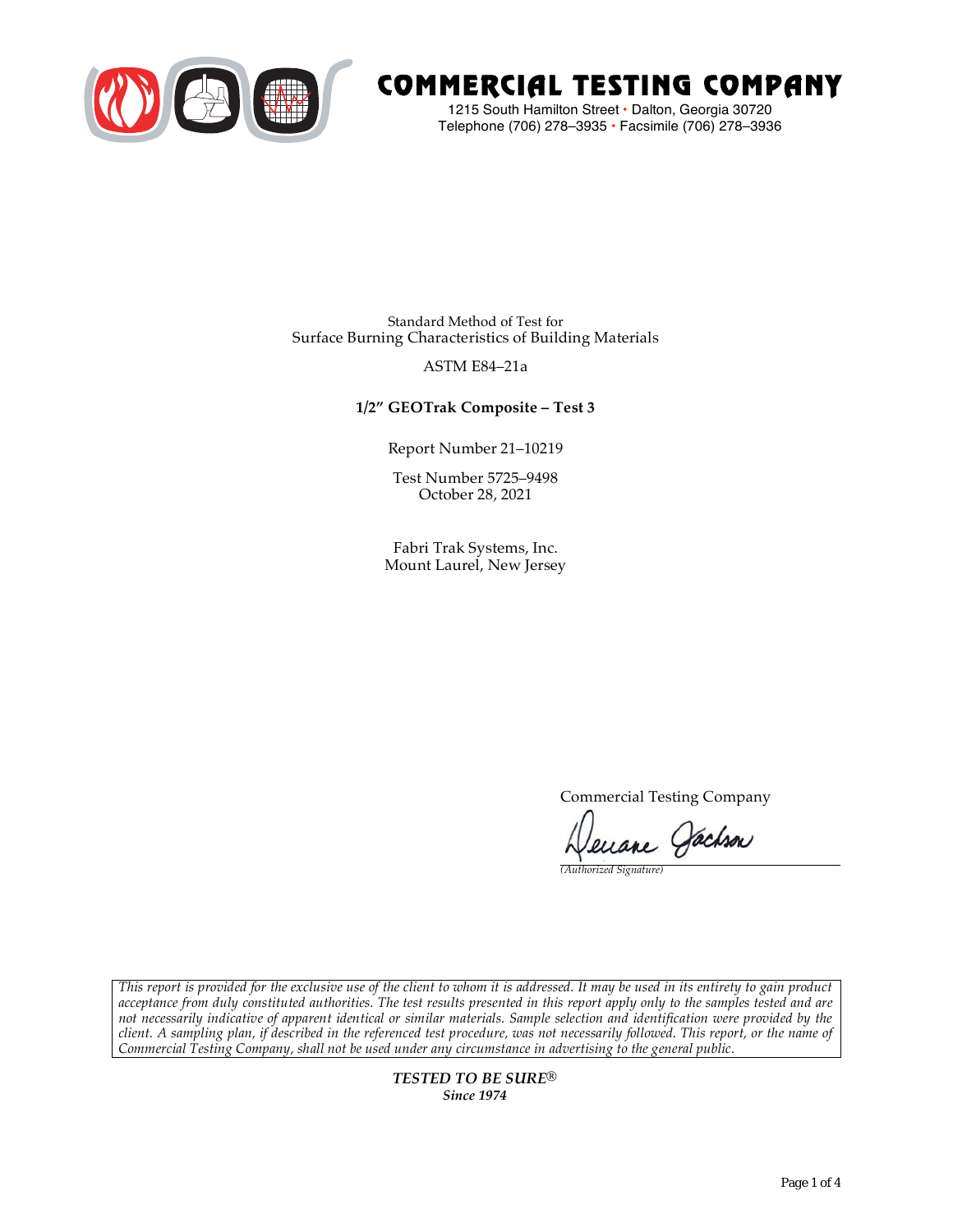# COMMERCIAL TESTING COMPANY

1215 South Hamilton Street • Dalton, Georgia 30720
Telephone (706) 278–3935 • Facsimile (706) 278–3936

Standard Method of Test for
Surface Burning Characteristics of Building Materials

ASTM E84–21a

**1/2″ GEOTrak Composite – Test 3**

Report Number 21–10219

Test Number 5725–9498
October 28, 2021

Fabri Trak Systems, Inc.
Mount Laurel, New Jersey

Commercial Testing Company

Deuane Jackson
*(Authorized Signature)*

*This report is provided for the exclusive use of the client to whom it is addressed. It may be used in its entirety to gain product acceptance from duly constituted authorities. The test results presented in this report apply only to the samples tested and are not necessarily indicative of apparent identical or similar materials. Sample selection and identification were provided by the client. A sampling plan, if described in the referenced test procedure, was not necessarily followed. This report, or the name of Commercial Testing Company, shall not be used under any circumstance in advertising to the general public.*

***TESTED TO BE SURE®***
***Since 1974***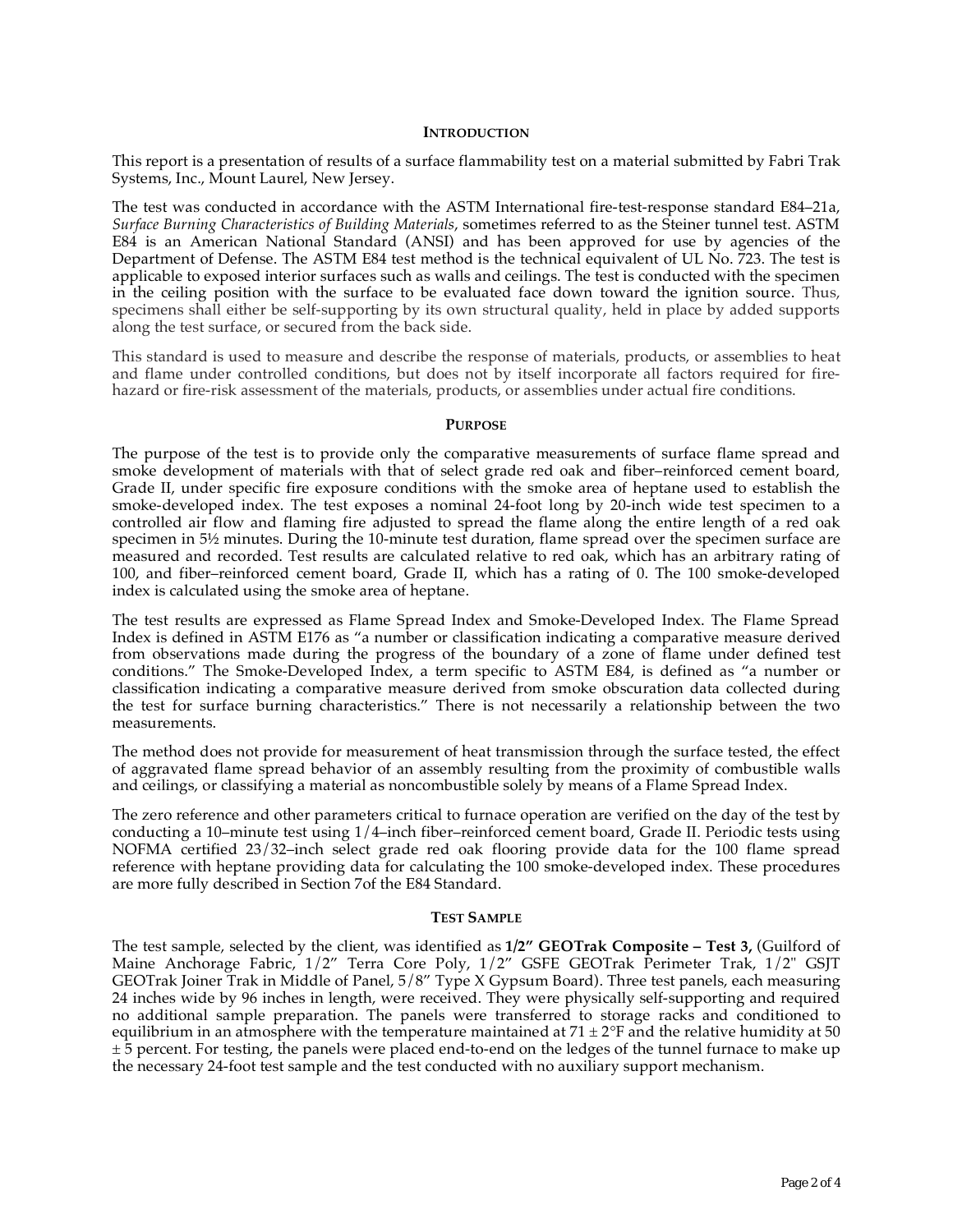## INTRODUCTION

This report is a presentation of results of a surface flammability test on a material submitted by Fabri Trak Systems, Inc., Mount Laurel, New Jersey.

The test was conducted in accordance with the ASTM International fire-test-response standard E84–21a, *Surface Burning Characteristics of Building Materials*, sometimes referred to as the Steiner tunnel test. ASTM E84 is an American National Standard (ANSI) and has been approved for use by agencies of the Department of Defense. The ASTM E84 test method is the technical equivalent of UL No. 723. The test is applicable to exposed interior surfaces such as walls and ceilings. The test is conducted with the specimen in the ceiling position with the surface to be evaluated face down toward the ignition source. Thus, specimens shall either be self-supporting by its own structural quality, held in place by added supports along the test surface, or secured from the back side.

This standard is used to measure and describe the response of materials, products, or assemblies to heat and flame under controlled conditions, but does not by itself incorporate all factors required for fire-hazard or fire-risk assessment of the materials, products, or assemblies under actual fire conditions.

## PURPOSE

The purpose of the test is to provide only the comparative measurements of surface flame spread and smoke development of materials with that of select grade red oak and fiber–reinforced cement board, Grade II, under specific fire exposure conditions with the smoke area of heptane used to establish the smoke-developed index. The test exposes a nominal 24-foot long by 20-inch wide test specimen to a controlled air flow and flaming fire adjusted to spread the flame along the entire length of a red oak specimen in 5½ minutes. During the 10-minute test duration, flame spread over the specimen surface are measured and recorded. Test results are calculated relative to red oak, which has an arbitrary rating of 100, and fiber–reinforced cement board, Grade II, which has a rating of 0. The 100 smoke-developed index is calculated using the smoke area of heptane.

The test results are expressed as Flame Spread Index and Smoke-Developed Index. The Flame Spread Index is defined in ASTM E176 as "a number or classification indicating a comparative measure derived from observations made during the progress of the boundary of a zone of flame under defined test conditions." The Smoke-Developed Index, a term specific to ASTM E84, is defined as "a number or classification indicating a comparative measure derived from smoke obscuration data collected during the test for surface burning characteristics." There is not necessarily a relationship between the two measurements.

The method does not provide for measurement of heat transmission through the surface tested, the effect of aggravated flame spread behavior of an assembly resulting from the proximity of combustible walls and ceilings, or classifying a material as noncombustible solely by means of a Flame Spread Index.

The zero reference and other parameters critical to furnace operation are verified on the day of the test by conducting a 10–minute test using 1/4–inch fiber–reinforced cement board, Grade II. Periodic tests using NOFMA certified 23/32–inch select grade red oak flooring provide data for the 100 flame spread reference with heptane providing data for calculating the 100 smoke-developed index. These procedures are more fully described in Section 7of the E84 Standard.

## TEST SAMPLE

The test sample, selected by the client, was identified as **1/2" GEOTrak Composite – Test 3,** (Guilford of Maine Anchorage Fabric, 1/2" Terra Core Poly, 1/2" GSFE GEOTrak Perimeter Trak, 1/2" GSJT GEOTrak Joiner Trak in Middle of Panel, 5/8" Type X Gypsum Board). Three test panels, each measuring 24 inches wide by 96 inches in length, were received. They were physically self-supporting and required no additional sample preparation. The panels were transferred to storage racks and conditioned to equilibrium in an atmosphere with the temperature maintained at 71 ± 2°F and the relative humidity at 50 ± 5 percent. For testing, the panels were placed end-to-end on the ledges of the tunnel furnace to make up the necessary 24-foot test sample and the test conducted with no auxiliary support mechanism.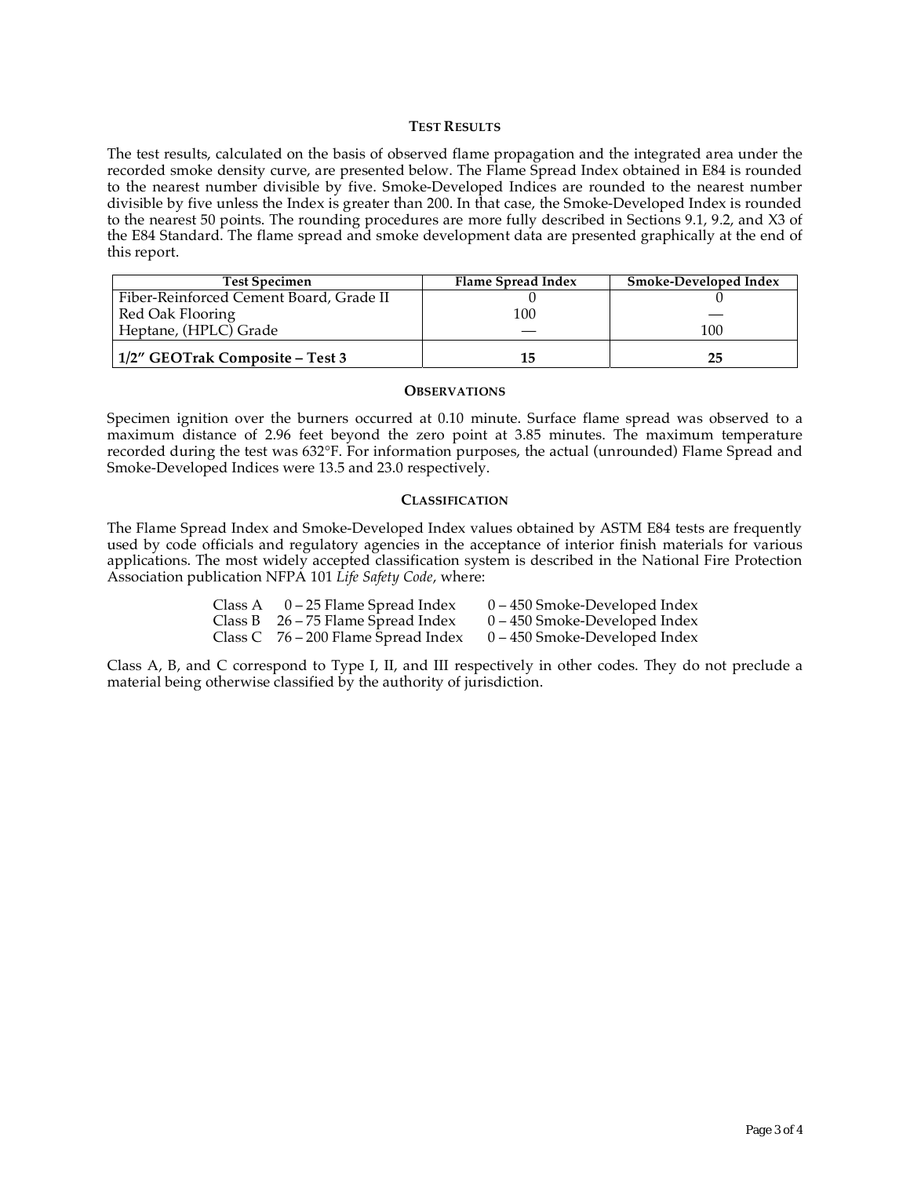## TEST RESULTS

The test results, calculated on the basis of observed flame propagation and the integrated area under the recorded smoke density curve, are presented below. The Flame Spread Index obtained in E84 is rounded to the nearest number divisible by five. Smoke-Developed Indices are rounded to the nearest number divisible by five unless the Index is greater than 200. In that case, the Smoke-Developed Index is rounded to the nearest 50 points. The rounding procedures are more fully described in Sections 9.1, 9.2, and X3 of the E84 Standard. The flame spread and smoke development data are presented graphically at the end of this report.

| Test Specimen | Flame Spread Index | Smoke-Developed Index |
|---|---|---|
| Fiber-Reinforced Cement Board, Grade II | 0 | 0 |
| Red Oak Flooring | 100 | — |
| Heptane, (HPLC) Grade | — | 100 |
| **1/2" GEOTrak Composite – Test 3** | **15** | **25** |

## OBSERVATIONS

Specimen ignition over the burners occurred at 0.10 minute. Surface flame spread was observed to a maximum distance of 2.96 feet beyond the zero point at 3.85 minutes. The maximum temperature recorded during the test was 632°F. For information purposes, the actual (unrounded) Flame Spread and Smoke-Developed Indices were 13.5 and 23.0 respectively.

## CLASSIFICATION

The Flame Spread Index and Smoke-Developed Index values obtained by ASTM E84 tests are frequently used by code officials and regulatory agencies in the acceptance of interior finish materials for various applications. The most widely accepted classification system is described in the National Fire Protection Association publication NFPA 101 *Life Safety Code*, where:

| | | |
|---|---|---|
| Class A | 0 – 25 Flame Spread Index | 0 – 450 Smoke-Developed Index |
| Class B | 26 – 75 Flame Spread Index | 0 – 450 Smoke-Developed Index |
| Class C | 76 – 200 Flame Spread Index | 0 – 450 Smoke-Developed Index |

Class A, B, and C correspond to Type I, II, and III respectively in other codes. They do not preclude a material being otherwise classified by the authority of jurisdiction.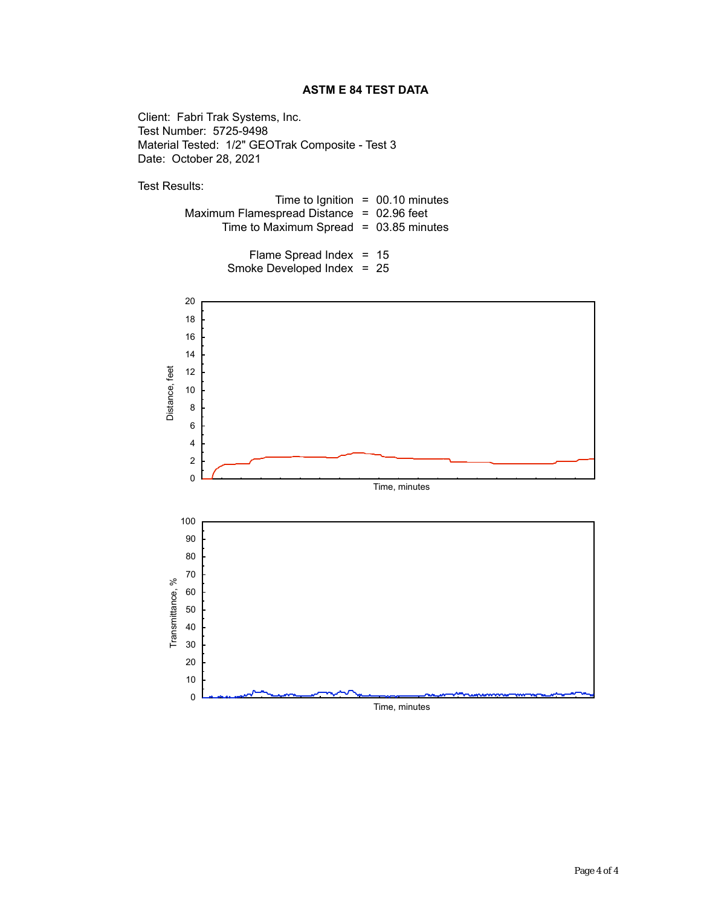# ASTM E 84 TEST DATA

Client: Fabri Trak Systems, Inc.
Test Number: 5725-9498
Material Tested: 1/2" GEOTrak Composite - Test 3
Date: October 28, 2021

Test Results:

Time to Ignition = 00.10 minutes
Maximum Flamespread Distance = 02.96 feet
Time to Maximum Spread = 03.85 minutes

Flame Spread Index = 15
Smoke Developed Index = 25

Distance, feet
20
18
16
14
12
10
8
6
4
2
0
Time, minutes

Transmittance, %
100
90
80
70
60
50
40
30
20
10
0
Time, minutes